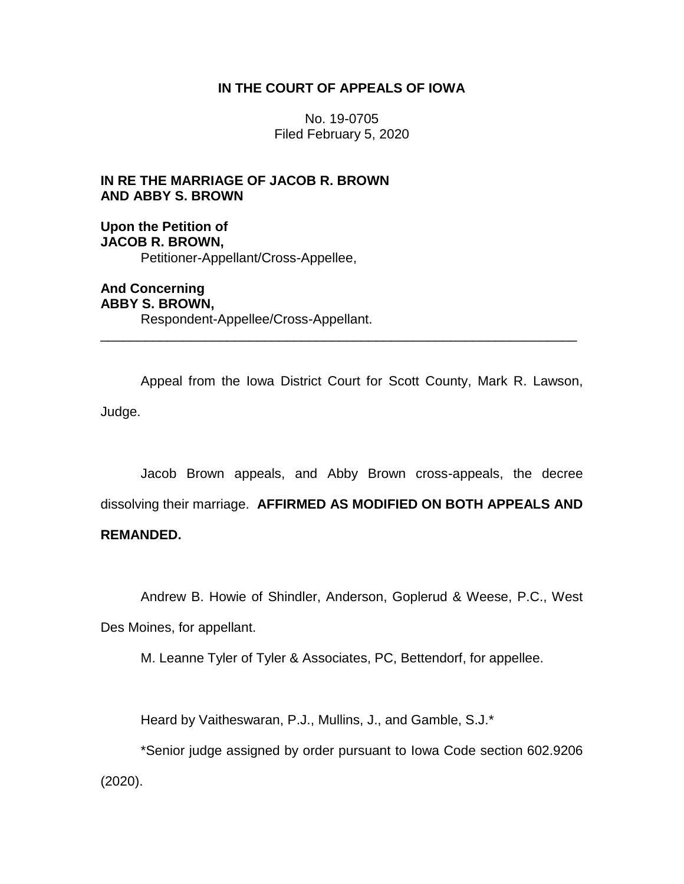**IN THE COURT OF APPEALS OF IOWA**

No. 19-0705
Filed February 5, 2020

**IN RE THE MARRIAGE OF JACOB R. BROWN AND ABBY S. BROWN**

**Upon the Petition of**
**JACOB R. BROWN,**
Petitioner-Appellant/Cross-Appellee,

**And Concerning**
**ABBY S. BROWN,**
Respondent-Appellee/Cross-Appellant.

---

Appeal from the Iowa District Court for Scott County, Mark R. Lawson, Judge.

Jacob Brown appeals, and Abby Brown cross-appeals, the decree dissolving their marriage. **AFFIRMED AS MODIFIED ON BOTH APPEALS AND REMANDED.**

Andrew B. Howie of Shindler, Anderson, Goplerud & Weese, P.C., West Des Moines, for appellant.

M. Leanne Tyler of Tyler & Associates, PC, Bettendorf, for appellee.

Heard by Vaitheswaran, P.J., Mullins, J., and Gamble, S.J.*

*Senior judge assigned by order pursuant to Iowa Code section 602.9206 (2020).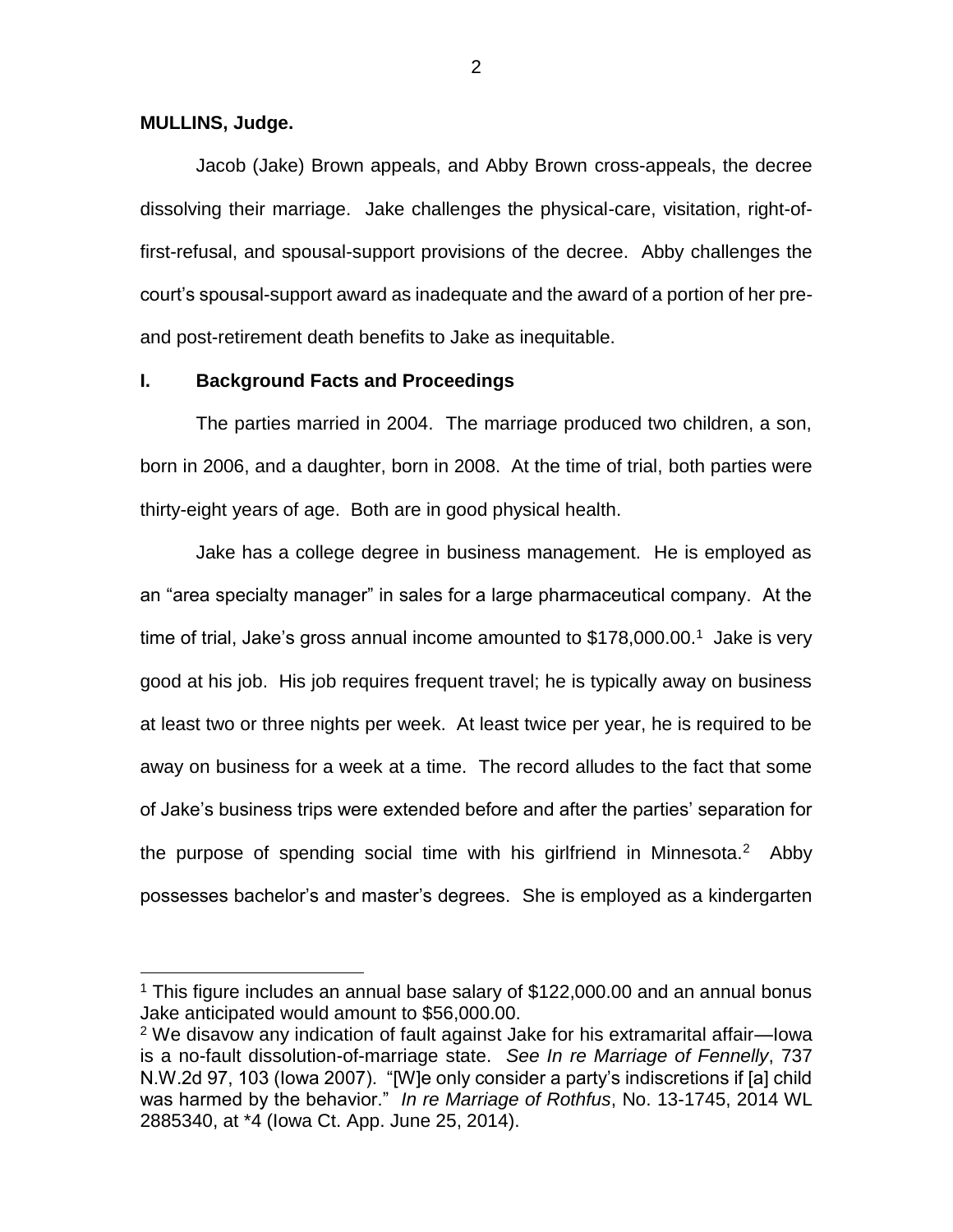**MULLINS, Judge.**

Jacob (Jake) Brown appeals, and Abby Brown cross-appeals, the decree dissolving their marriage. Jake challenges the physical-care, visitation, right-of-first-refusal, and spousal-support provisions of the decree. Abby challenges the court's spousal-support award as inadequate and the award of a portion of her pre- and post-retirement death benefits to Jake as inequitable.

## I. Background Facts and Proceedings

The parties married in 2004. The marriage produced two children, a son, born in 2006, and a daughter, born in 2008. At the time of trial, both parties were thirty-eight years of age. Both are in good physical health.

Jake has a college degree in business management. He is employed as an "area specialty manager" in sales for a large pharmaceutical company. At the time of trial, Jake's gross annual income amounted to $178,000.00.[1] Jake is very good at his job. His job requires frequent travel; he is typically away on business at least two or three nights per week. At least twice per year, he is required to be away on business for a week at a time. The record alludes to the fact that some of Jake's business trips were extended before and after the parties' separation for the purpose of spending social time with his girlfriend in Minnesota.[2] Abby possesses bachelor's and master's degrees. She is employed as a kindergarten

[1] This figure includes an annual base salary of $122,000.00 and an annual bonus Jake anticipated would amount to $56,000.00.

[2] We disavow any indication of fault against Jake for his extramarital affair—Iowa is a no-fault dissolution-of-marriage state. *See In re Marriage of Fennelly*, 737 N.W.2d 97, 103 (Iowa 2007). "[W]e only consider a party's indiscretions if [a] child was harmed by the behavior." *In re Marriage of Rothfus*, No. 13-1745, 2014 WL 2885340, at *4 (Iowa Ct. App. June 25, 2014).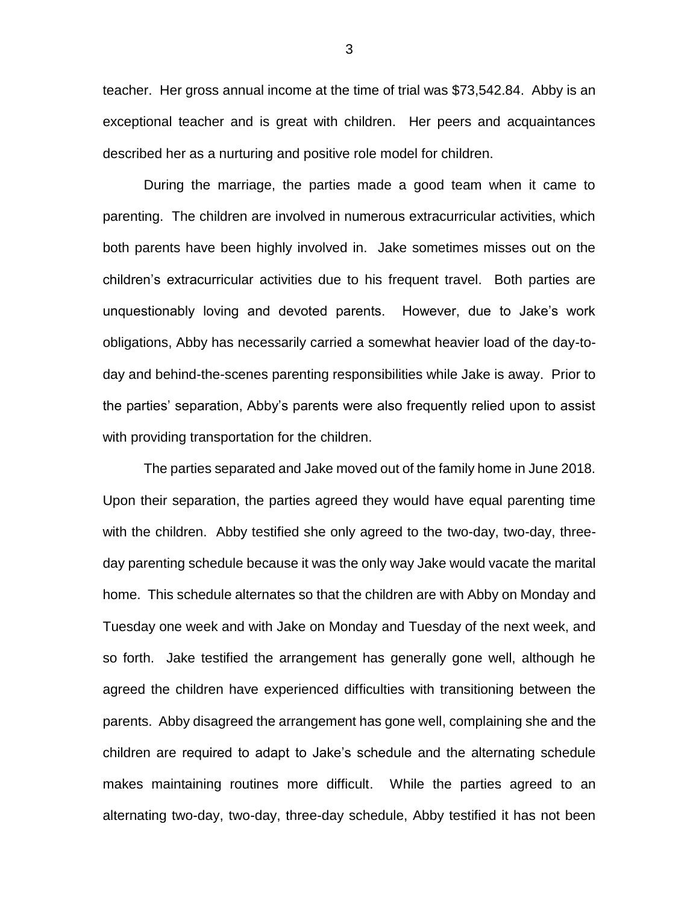teacher. Her gross annual income at the time of trial was $73,542.84. Abby is an exceptional teacher and is great with children. Her peers and acquaintances described her as a nurturing and positive role model for children.

During the marriage, the parties made a good team when it came to parenting. The children are involved in numerous extracurricular activities, which both parents have been highly involved in. Jake sometimes misses out on the children's extracurricular activities due to his frequent travel. Both parties are unquestionably loving and devoted parents. However, due to Jake's work obligations, Abby has necessarily carried a somewhat heavier load of the day-to-day and behind-the-scenes parenting responsibilities while Jake is away. Prior to the parties' separation, Abby's parents were also frequently relied upon to assist with providing transportation for the children.

The parties separated and Jake moved out of the family home in June 2018. Upon their separation, the parties agreed they would have equal parenting time with the children. Abby testified she only agreed to the two-day, two-day, three-day parenting schedule because it was the only way Jake would vacate the marital home. This schedule alternates so that the children are with Abby on Monday and Tuesday one week and with Jake on Monday and Tuesday of the next week, and so forth. Jake testified the arrangement has generally gone well, although he agreed the children have experienced difficulties with transitioning between the parents. Abby disagreed the arrangement has gone well, complaining she and the children are required to adapt to Jake's schedule and the alternating schedule makes maintaining routines more difficult. While the parties agreed to an alternating two-day, two-day, three-day schedule, Abby testified it has not been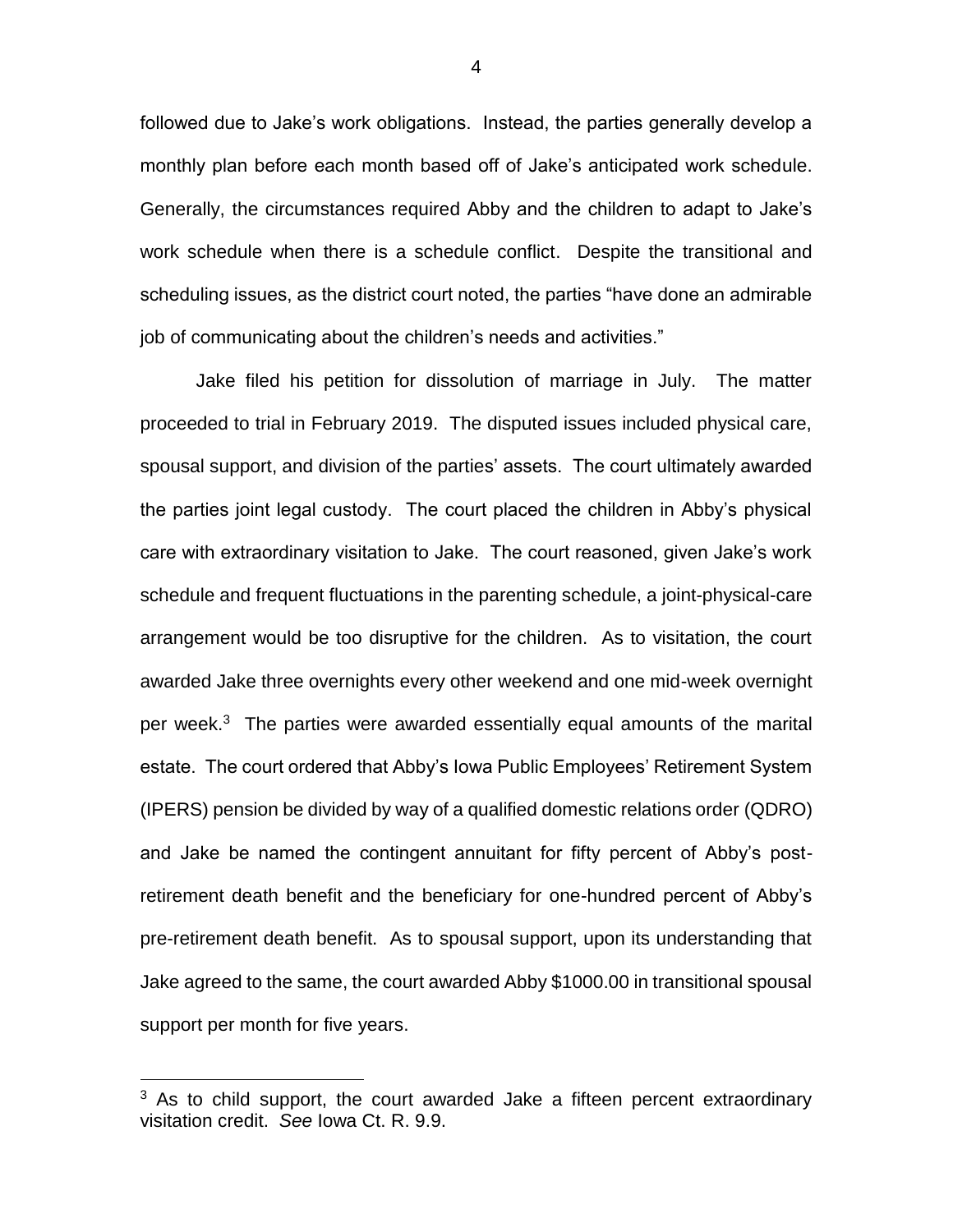followed due to Jake's work obligations. Instead, the parties generally develop a monthly plan before each month based off of Jake's anticipated work schedule. Generally, the circumstances required Abby and the children to adapt to Jake's work schedule when there is a schedule conflict. Despite the transitional and scheduling issues, as the district court noted, the parties "have done an admirable job of communicating about the children's needs and activities."

Jake filed his petition for dissolution of marriage in July. The matter proceeded to trial in February 2019. The disputed issues included physical care, spousal support, and division of the parties' assets. The court ultimately awarded the parties joint legal custody. The court placed the children in Abby's physical care with extraordinary visitation to Jake. The court reasoned, given Jake's work schedule and frequent fluctuations in the parenting schedule, a joint-physical-care arrangement would be too disruptive for the children. As to visitation, the court awarded Jake three overnights every other weekend and one mid-week overnight per week.[3] The parties were awarded essentially equal amounts of the marital estate. The court ordered that Abby's Iowa Public Employees' Retirement System (IPERS) pension be divided by way of a qualified domestic relations order (QDRO) and Jake be named the contingent annuitant for fifty percent of Abby's post-retirement death benefit and the beneficiary for one-hundred percent of Abby's pre-retirement death benefit. As to spousal support, upon its understanding that Jake agreed to the same, the court awarded Abby $1000.00 in transitional spousal support per month for five years.

---

[3] As to child support, the court awarded Jake a fifteen percent extraordinary visitation credit. *See* Iowa Ct. R. 9.9.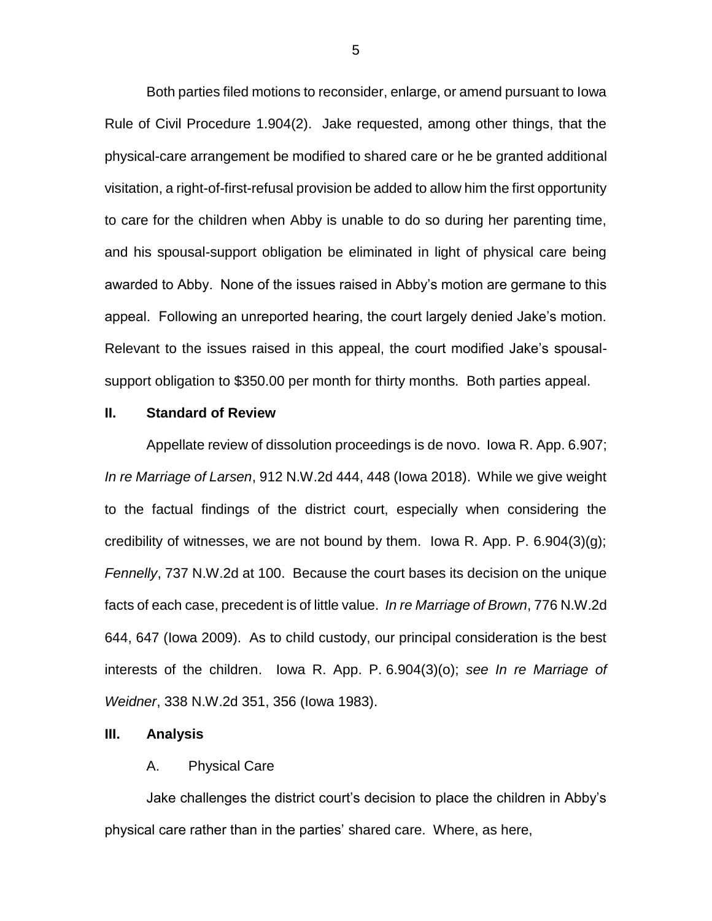Both parties filed motions to reconsider, enlarge, or amend pursuant to Iowa Rule of Civil Procedure 1.904(2). Jake requested, among other things, that the physical-care arrangement be modified to shared care or he be granted additional visitation, a right-of-first-refusal provision be added to allow him the first opportunity to care for the children when Abby is unable to do so during her parenting time, and his spousal-support obligation be eliminated in light of physical care being awarded to Abby. None of the issues raised in Abby's motion are germane to this appeal. Following an unreported hearing, the court largely denied Jake's motion. Relevant to the issues raised in this appeal, the court modified Jake's spousal-support obligation to $350.00 per month for thirty months. Both parties appeal.

## II. Standard of Review

Appellate review of dissolution proceedings is de novo. Iowa R. App. 6.907; *In re Marriage of Larsen*, 912 N.W.2d 444, 448 (Iowa 2018). While we give weight to the factual findings of the district court, especially when considering the credibility of witnesses, we are not bound by them. Iowa R. App. P. 6.904(3)(g); *Fennelly*, 737 N.W.2d at 100. Because the court bases its decision on the unique facts of each case, precedent is of little value. *In re Marriage of Brown*, 776 N.W.2d 644, 647 (Iowa 2009). As to child custody, our principal consideration is the best interests of the children. Iowa R. App. P. 6.904(3)(o); *see In re Marriage of Weidner*, 338 N.W.2d 351, 356 (Iowa 1983).

## III. Analysis

### A. Physical Care

Jake challenges the district court's decision to place the children in Abby's physical care rather than in the parties' shared care. Where, as here,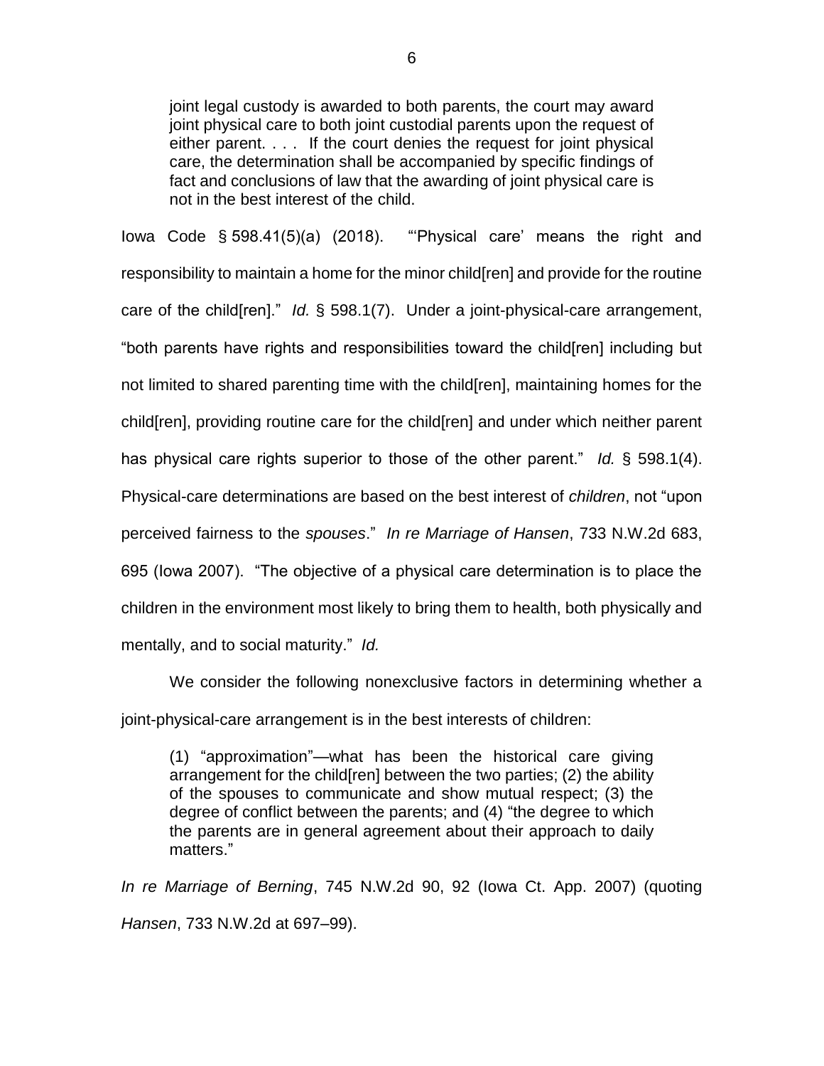> joint legal custody is awarded to both parents, the court may award joint physical care to both joint custodial parents upon the request of either parent. . . . If the court denies the request for joint physical care, the determination shall be accompanied by specific findings of fact and conclusions of law that the awarding of joint physical care is not in the best interest of the child.

Iowa Code § 598.41(5)(a) (2018). "'Physical care' means the right and responsibility to maintain a home for the minor child[ren] and provide for the routine care of the child[ren]." *Id.* § 598.1(7). Under a joint-physical-care arrangement, "both parents have rights and responsibilities toward the child[ren] including but not limited to shared parenting time with the child[ren], maintaining homes for the child[ren], providing routine care for the child[ren] and under which neither parent has physical care rights superior to those of the other parent." *Id.* § 598.1(4). Physical-care determinations are based on the best interest of *children*, not "upon perceived fairness to the *spouses*." *In re Marriage of Hansen*, 733 N.W.2d 683, 695 (Iowa 2007). "The objective of a physical care determination is to place the children in the environment most likely to bring them to health, both physically and mentally, and to social maturity." *Id.*

We consider the following nonexclusive factors in determining whether a joint-physical-care arrangement is in the best interests of children:

> (1) "approximation"—what has been the historical care giving arrangement for the child[ren] between the two parties; (2) the ability of the spouses to communicate and show mutual respect; (3) the degree of conflict between the parents; and (4) "the degree to which the parents are in general agreement about their approach to daily matters."

*In re Marriage of Berning*, 745 N.W.2d 90, 92 (Iowa Ct. App. 2007) (quoting *Hansen*, 733 N.W.2d at 697–99).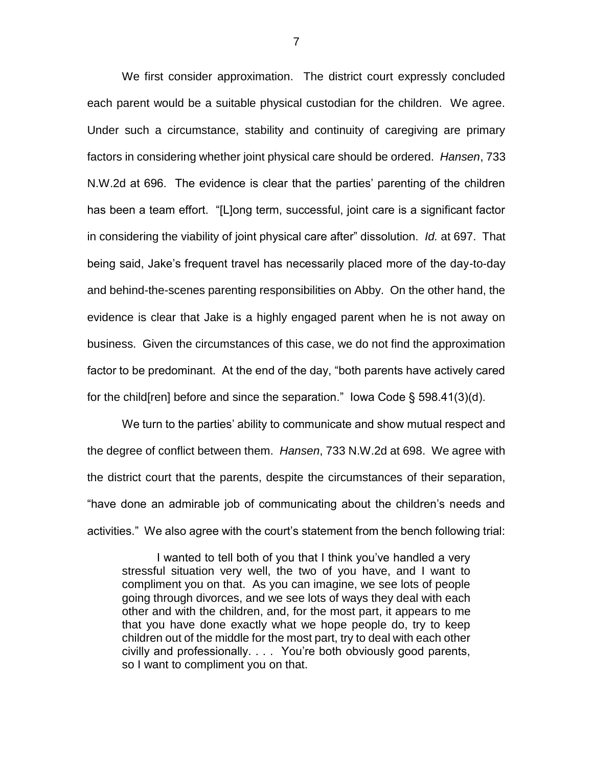We first consider approximation. The district court expressly concluded each parent would be a suitable physical custodian for the children. We agree. Under such a circumstance, stability and continuity of caregiving are primary factors in considering whether joint physical care should be ordered. *Hansen*, 733 N.W.2d at 696. The evidence is clear that the parties' parenting of the children has been a team effort. "[L]ong term, successful, joint care is a significant factor in considering the viability of joint physical care after" dissolution. *Id.* at 697. That being said, Jake's frequent travel has necessarily placed more of the day-to-day and behind-the-scenes parenting responsibilities on Abby. On the other hand, the evidence is clear that Jake is a highly engaged parent when he is not away on business. Given the circumstances of this case, we do not find the approximation factor to be predominant. At the end of the day, "both parents have actively cared for the child[ren] before and since the separation." Iowa Code § 598.41(3)(d).

We turn to the parties' ability to communicate and show mutual respect and the degree of conflict between them. *Hansen*, 733 N.W.2d at 698. We agree with the district court that the parents, despite the circumstances of their separation, "have done an admirable job of communicating about the children's needs and activities." We also agree with the court's statement from the bench following trial:

> I wanted to tell both of you that I think you've handled a very stressful situation very well, the two of you have, and I want to compliment you on that. As you can imagine, we see lots of people going through divorces, and we see lots of ways they deal with each other and with the children, and, for the most part, it appears to me that you have done exactly what we hope people do, try to keep children out of the middle for the most part, try to deal with each other civilly and professionally. . . . You're both obviously good parents, so I want to compliment you on that.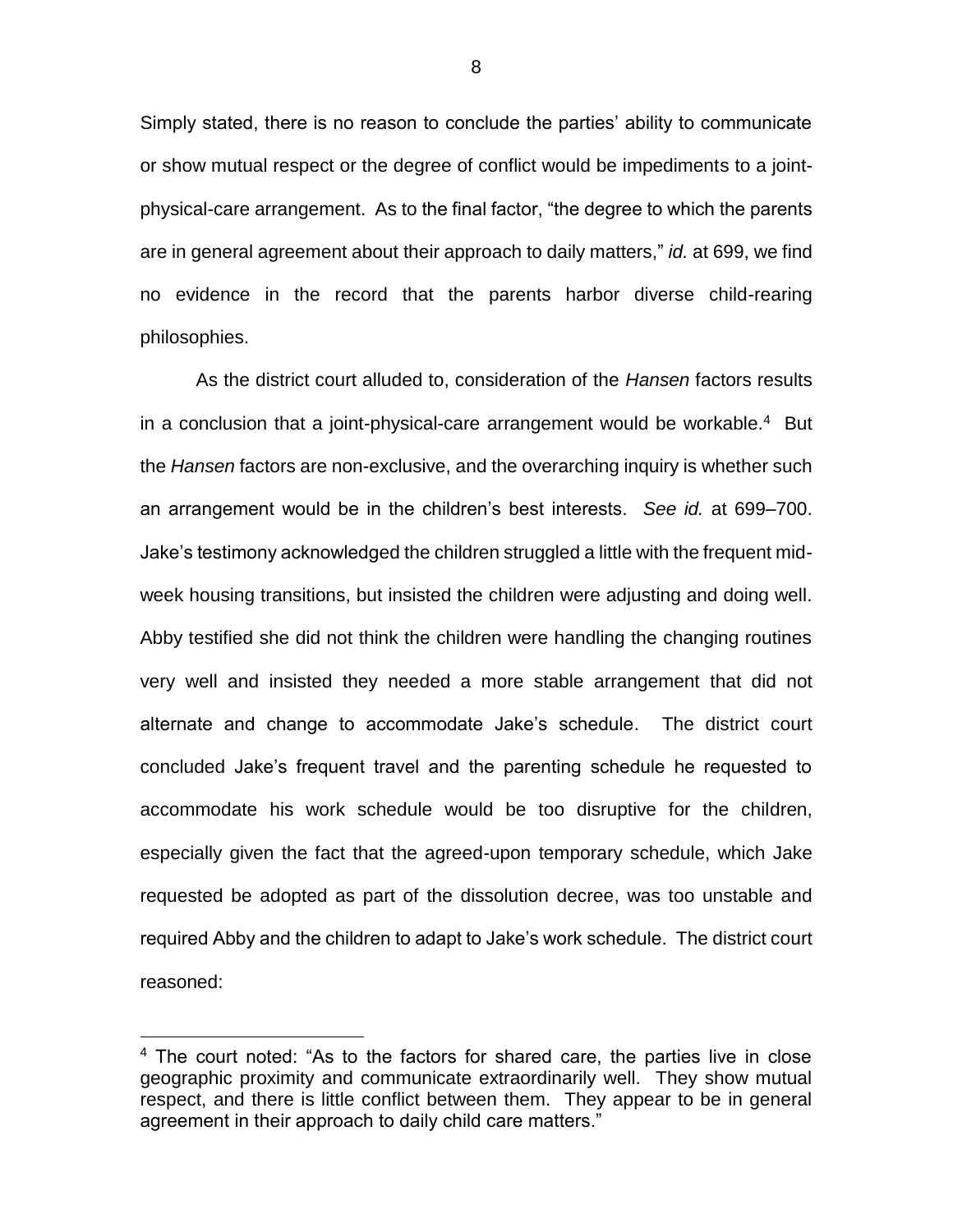Simply stated, there is no reason to conclude the parties' ability to communicate or show mutual respect or the degree of conflict would be impediments to a joint-physical-care arrangement. As to the final factor, "the degree to which the parents are in general agreement about their approach to daily matters," *id.* at 699, we find no evidence in the record that the parents harbor diverse child-rearing philosophies.

As the district court alluded to, consideration of the *Hansen* factors results in a conclusion that a joint-physical-care arrangement would be workable.[4] But the *Hansen* factors are non-exclusive, and the overarching inquiry is whether such an arrangement would be in the children's best interests. *See id.* at 699–700. Jake's testimony acknowledged the children struggled a little with the frequent mid-week housing transitions, but insisted the children were adjusting and doing well. Abby testified she did not think the children were handling the changing routines very well and insisted they needed a more stable arrangement that did not alternate and change to accommodate Jake's schedule. The district court concluded Jake's frequent travel and the parenting schedule he requested to accommodate his work schedule would be too disruptive for the children, especially given the fact that the agreed-upon temporary schedule, which Jake requested be adopted as part of the dissolution decree, was too unstable and required Abby and the children to adapt to Jake's work schedule. The district court reasoned:

---

[4] The court noted: "As to the factors for shared care, the parties live in close geographic proximity and communicate extraordinarily well. They show mutual respect, and there is little conflict between them. They appear to be in general agreement in their approach to daily child care matters."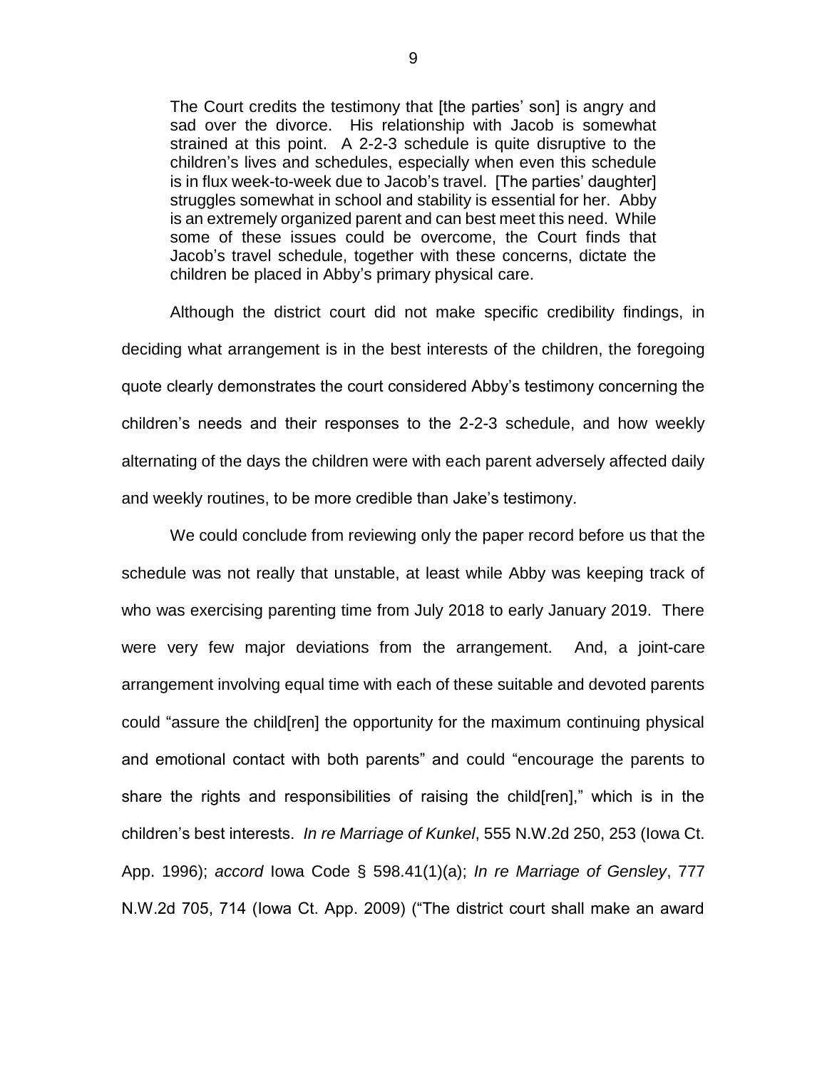> The Court credits the testimony that [the parties' son] is angry and sad over the divorce. His relationship with Jacob is somewhat strained at this point. A 2-2-3 schedule is quite disruptive to the children's lives and schedules, especially when even this schedule is in flux week-to-week due to Jacob's travel. [The parties' daughter] struggles somewhat in school and stability is essential for her. Abby is an extremely organized parent and can best meet this need. While some of these issues could be overcome, the Court finds that Jacob's travel schedule, together with these concerns, dictate the children be placed in Abby's primary physical care.

Although the district court did not make specific credibility findings, in deciding what arrangement is in the best interests of the children, the foregoing quote clearly demonstrates the court considered Abby's testimony concerning the children's needs and their responses to the 2-2-3 schedule, and how weekly alternating of the days the children were with each parent adversely affected daily and weekly routines, to be more credible than Jake's testimony.

We could conclude from reviewing only the paper record before us that the schedule was not really that unstable, at least while Abby was keeping track of who was exercising parenting time from July 2018 to early January 2019. There were very few major deviations from the arrangement. And, a joint-care arrangement involving equal time with each of these suitable and devoted parents could "assure the child[ren] the opportunity for the maximum continuing physical and emotional contact with both parents" and could "encourage the parents to share the rights and responsibilities of raising the child[ren]," which is in the children's best interests. *In re Marriage of Kunkel*, 555 N.W.2d 250, 253 (Iowa Ct. App. 1996); *accord* Iowa Code § 598.41(1)(a); *In re Marriage of Gensley*, 777 N.W.2d 705, 714 (Iowa Ct. App. 2009) ("The district court shall make an award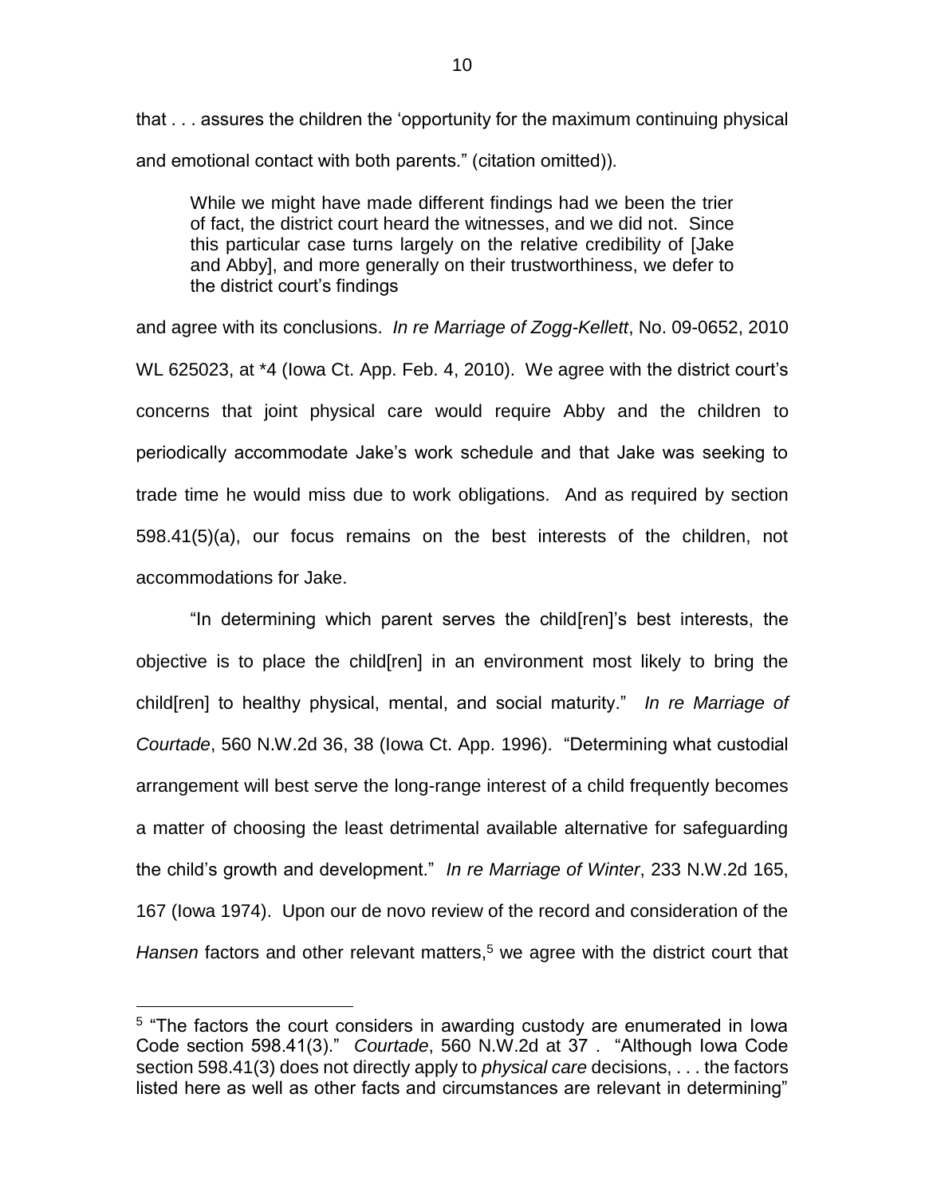that . . . assures the children the 'opportunity for the maximum continuing physical and emotional contact with both parents." (citation omitted)).

> While we might have made different findings had we been the trier of fact, the district court heard the witnesses, and we did not. Since this particular case turns largely on the relative credibility of [Jake and Abby], and more generally on their trustworthiness, we defer to the district court's findings

and agree with its conclusions. *In re Marriage of Zogg-Kellett*, No. 09-0652, 2010 WL 625023, at *4 (Iowa Ct. App. Feb. 4, 2010). We agree with the district court's concerns that joint physical care would require Abby and the children to periodically accommodate Jake's work schedule and that Jake was seeking to trade time he would miss due to work obligations. And as required by section 598.41(5)(a), our focus remains on the best interests of the children, not accommodations for Jake.

"In determining which parent serves the child[ren]'s best interests, the objective is to place the child[ren] in an environment most likely to bring the child[ren] to healthy physical, mental, and social maturity." *In re Marriage of Courtade*, 560 N.W.2d 36, 38 (Iowa Ct. App. 1996). "Determining what custodial arrangement will best serve the long-range interest of a child frequently becomes a matter of choosing the least detrimental available alternative for safeguarding the child's growth and development." *In re Marriage of Winter*, 233 N.W.2d 165, 167 (Iowa 1974). Upon our de novo review of the record and consideration of the *Hansen* factors and other relevant matters,[5] we agree with the district court that

---

[5] "The factors the court considers in awarding custody are enumerated in Iowa Code section 598.41(3)." *Courtade*, 560 N.W.2d at 37 . "Although Iowa Code section 598.41(3) does not directly apply to *physical care* decisions, . . . the factors listed here as well as other facts and circumstances are relevant in determining"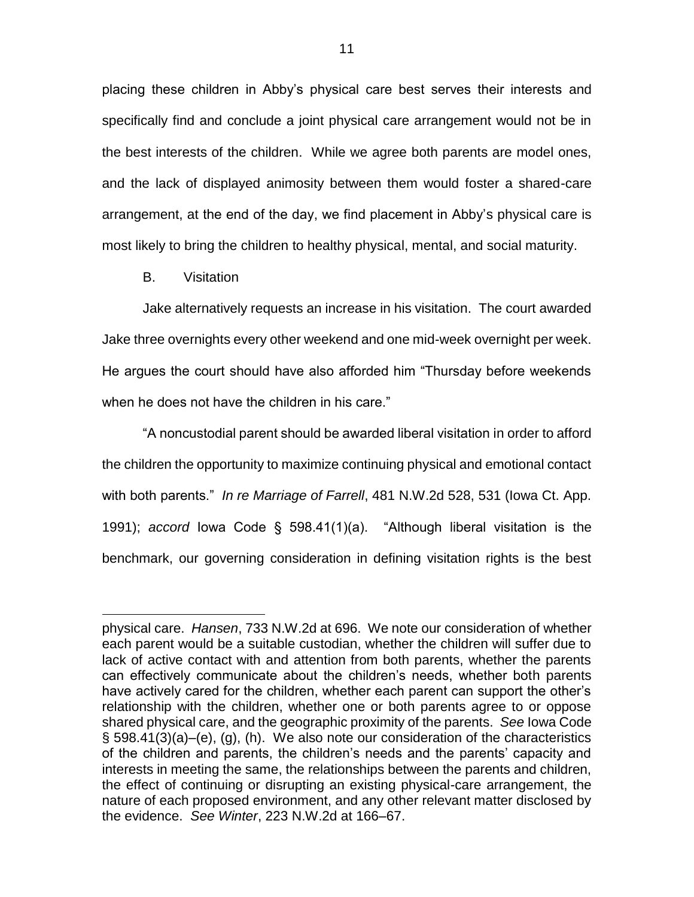placing these children in Abby's physical care best serves their interests and specifically find and conclude a joint physical care arrangement would not be in the best interests of the children. While we agree both parents are model ones, and the lack of displayed animosity between them would foster a shared-care arrangement, at the end of the day, we find placement in Abby's physical care is most likely to bring the children to healthy physical, mental, and social maturity.

### B. Visitation

Jake alternatively requests an increase in his visitation. The court awarded Jake three overnights every other weekend and one mid-week overnight per week. He argues the court should have also afforded him "Thursday before weekends when he does not have the children in his care."

"A noncustodial parent should be awarded liberal visitation in order to afford the children the opportunity to maximize continuing physical and emotional contact with both parents." *In re Marriage of Farrell*, 481 N.W.2d 528, 531 (Iowa Ct. App. 1991); *accord* Iowa Code § 598.41(1)(a). "Although liberal visitation is the benchmark, our governing consideration in defining visitation rights is the best

---

physical care. *Hansen*, 733 N.W.2d at 696. We note our consideration of whether each parent would be a suitable custodian, whether the children will suffer due to lack of active contact with and attention from both parents, whether the parents can effectively communicate about the children's needs, whether both parents have actively cared for the children, whether each parent can support the other's relationship with the children, whether one or both parents agree to or oppose shared physical care, and the geographic proximity of the parents. *See* Iowa Code § 598.41(3)(a)–(e), (g), (h). We also note our consideration of the characteristics of the children and parents, the children's needs and the parents' capacity and interests in meeting the same, the relationships between the parents and children, the effect of continuing or disrupting an existing physical-care arrangement, the nature of each proposed environment, and any other relevant matter disclosed by the evidence. *See Winter*, 223 N.W.2d at 166–67.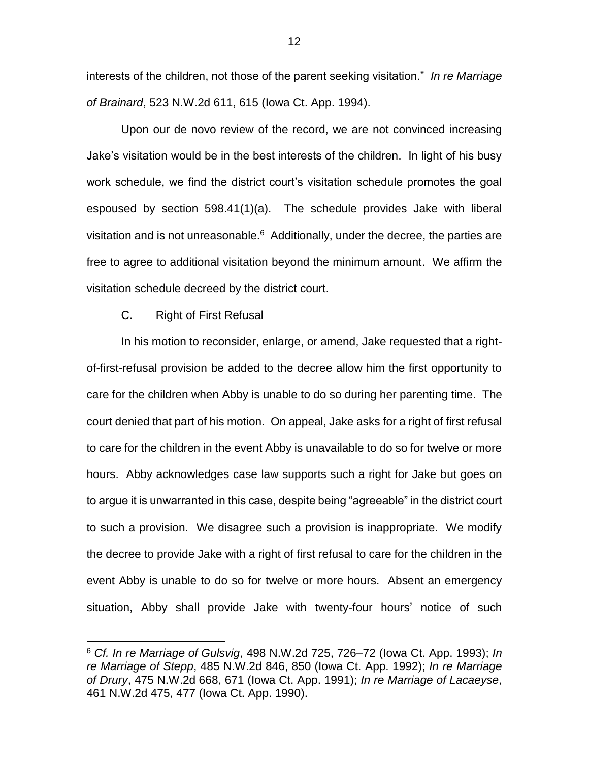interests of the children, not those of the parent seeking visitation." *In re Marriage of Brainard*, 523 N.W.2d 611, 615 (Iowa Ct. App. 1994).

Upon our de novo review of the record, we are not convinced increasing Jake's visitation would be in the best interests of the children. In light of his busy work schedule, we find the district court's visitation schedule promotes the goal espoused by section 598.41(1)(a). The schedule provides Jake with liberal visitation and is not unreasonable.[6] Additionally, under the decree, the parties are free to agree to additional visitation beyond the minimum amount. We affirm the visitation schedule decreed by the district court.

C. Right of First Refusal

In his motion to reconsider, enlarge, or amend, Jake requested that a right-of-first-refusal provision be added to the decree allow him the first opportunity to care for the children when Abby is unable to do so during her parenting time. The court denied that part of his motion. On appeal, Jake asks for a right of first refusal to care for the children in the event Abby is unavailable to do so for twelve or more hours. Abby acknowledges case law supports such a right for Jake but goes on to argue it is unwarranted in this case, despite being "agreeable" in the district court to such a provision. We disagree such a provision is inappropriate. We modify the decree to provide Jake with a right of first refusal to care for the children in the event Abby is unable to do so for twelve or more hours. Absent an emergency situation, Abby shall provide Jake with twenty-four hours' notice of such

---

[6] *Cf. In re Marriage of Gulsvig*, 498 N.W.2d 725, 726–72 (Iowa Ct. App. 1993); *In re Marriage of Stepp*, 485 N.W.2d 846, 850 (Iowa Ct. App. 1992); *In re Marriage of Drury*, 475 N.W.2d 668, 671 (Iowa Ct. App. 1991); *In re Marriage of Lacaeyse*, 461 N.W.2d 475, 477 (Iowa Ct. App. 1990).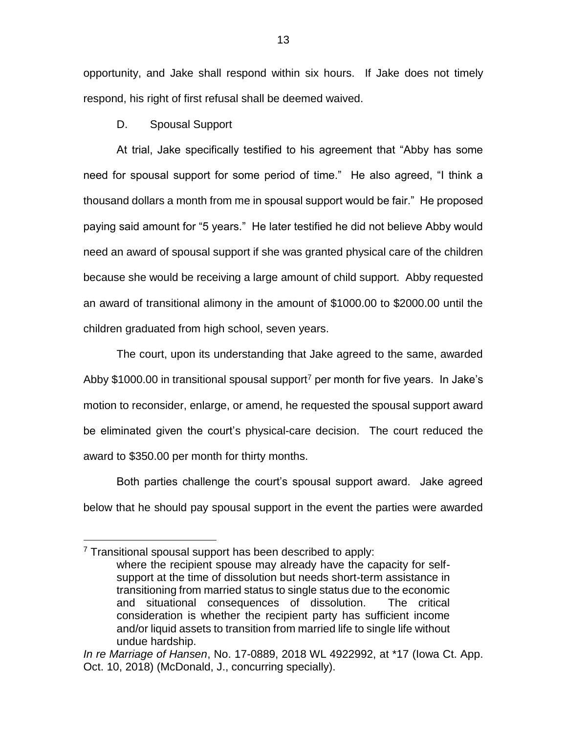opportunity, and Jake shall respond within six hours. If Jake does not timely respond, his right of first refusal shall be deemed waived.

D. Spousal Support

At trial, Jake specifically testified to his agreement that "Abby has some need for spousal support for some period of time." He also agreed, "I think a thousand dollars a month from me in spousal support would be fair." He proposed paying said amount for "5 years." He later testified he did not believe Abby would need an award of spousal support if she was granted physical care of the children because she would be receiving a large amount of child support. Abby requested an award of transitional alimony in the amount of $1000.00 to $2000.00 until the children graduated from high school, seven years.

The court, upon its understanding that Jake agreed to the same, awarded Abby $1000.00 in transitional spousal support[7] per month for five years. In Jake's motion to reconsider, enlarge, or amend, he requested the spousal support award be eliminated given the court's physical-care decision. The court reduced the award to $350.00 per month for thirty months.

Both parties challenge the court's spousal support award. Jake agreed below that he should pay spousal support in the event the parties were awarded

---

[7] Transitional spousal support has been described to apply:

> where the recipient spouse may already have the capacity for self-support at the time of dissolution but needs short-term assistance in transitioning from married status to single status due to the economic and situational consequences of dissolution. The critical consideration is whether the recipient party has sufficient income and/or liquid assets to transition from married life to single life without undue hardship.

*In re Marriage of Hansen*, No. 17-0889, 2018 WL 4922992, at *17 (Iowa Ct. App. Oct. 10, 2018) (McDonald, J., concurring specially).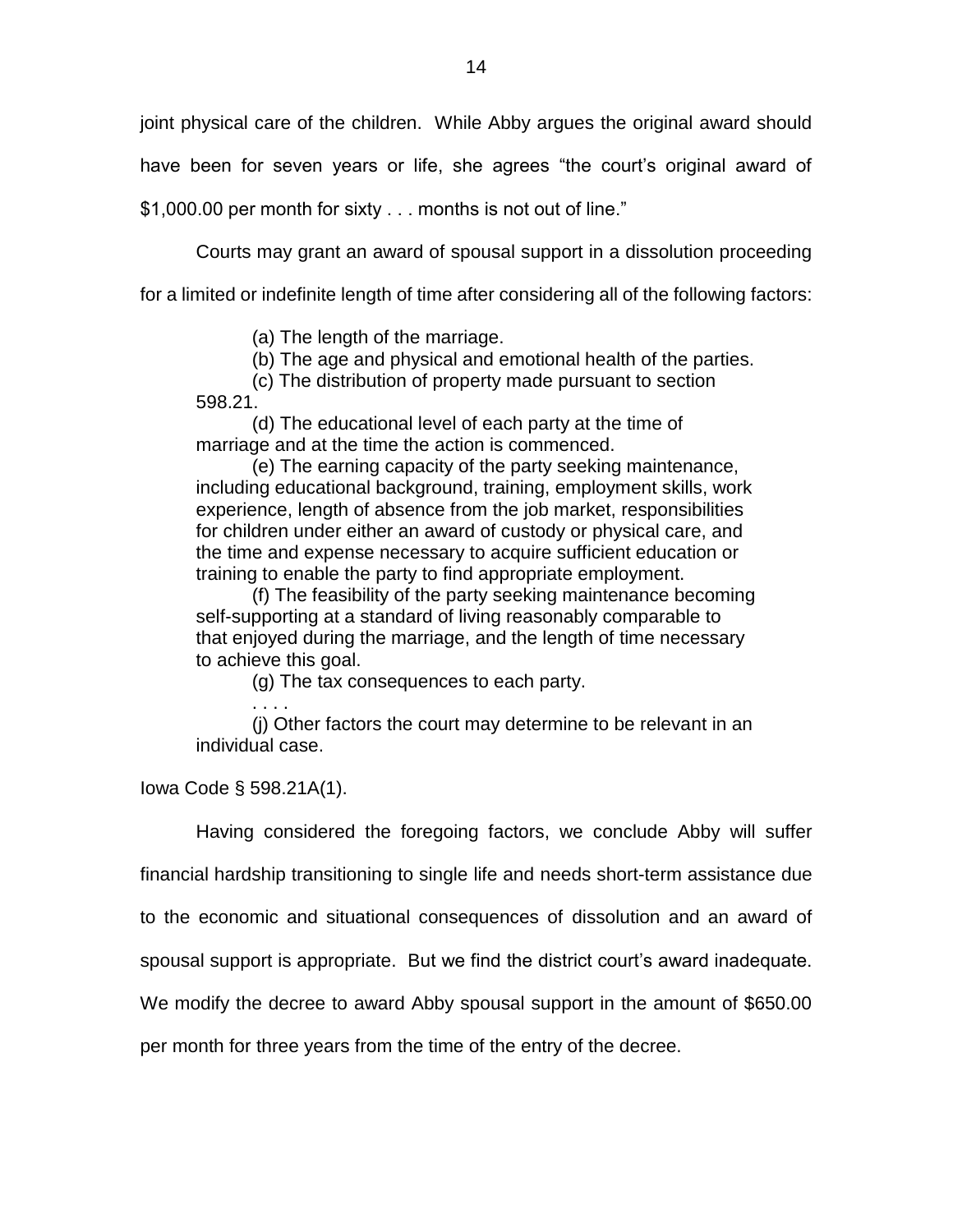joint physical care of the children. While Abby argues the original award should have been for seven years or life, she agrees "the court's original award of $1,000.00 per month for sixty . . . months is not out of line."

Courts may grant an award of spousal support in a dissolution proceeding for a limited or indefinite length of time after considering all of the following factors:

> (a) The length of the marriage.
>
> (b) The age and physical and emotional health of the parties.
>
> (c) The distribution of property made pursuant to section 598.21.
>
> (d) The educational level of each party at the time of marriage and at the time the action is commenced.
>
> (e) The earning capacity of the party seeking maintenance, including educational background, training, employment skills, work experience, length of absence from the job market, responsibilities for children under either an award of custody or physical care, and the time and expense necessary to acquire sufficient education or training to enable the party to find appropriate employment.
>
> (f) The feasibility of the party seeking maintenance becoming self-supporting at a standard of living reasonably comparable to that enjoyed during the marriage, and the length of time necessary to achieve this goal.
>
> (g) The tax consequences to each party.
>
> . . . .
>
> (j) Other factors the court may determine to be relevant in an individual case.

Iowa Code § 598.21A(1).

Having considered the foregoing factors, we conclude Abby will suffer financial hardship transitioning to single life and needs short-term assistance due to the economic and situational consequences of dissolution and an award of spousal support is appropriate. But we find the district court's award inadequate. We modify the decree to award Abby spousal support in the amount of $650.00 per month for three years from the time of the entry of the decree.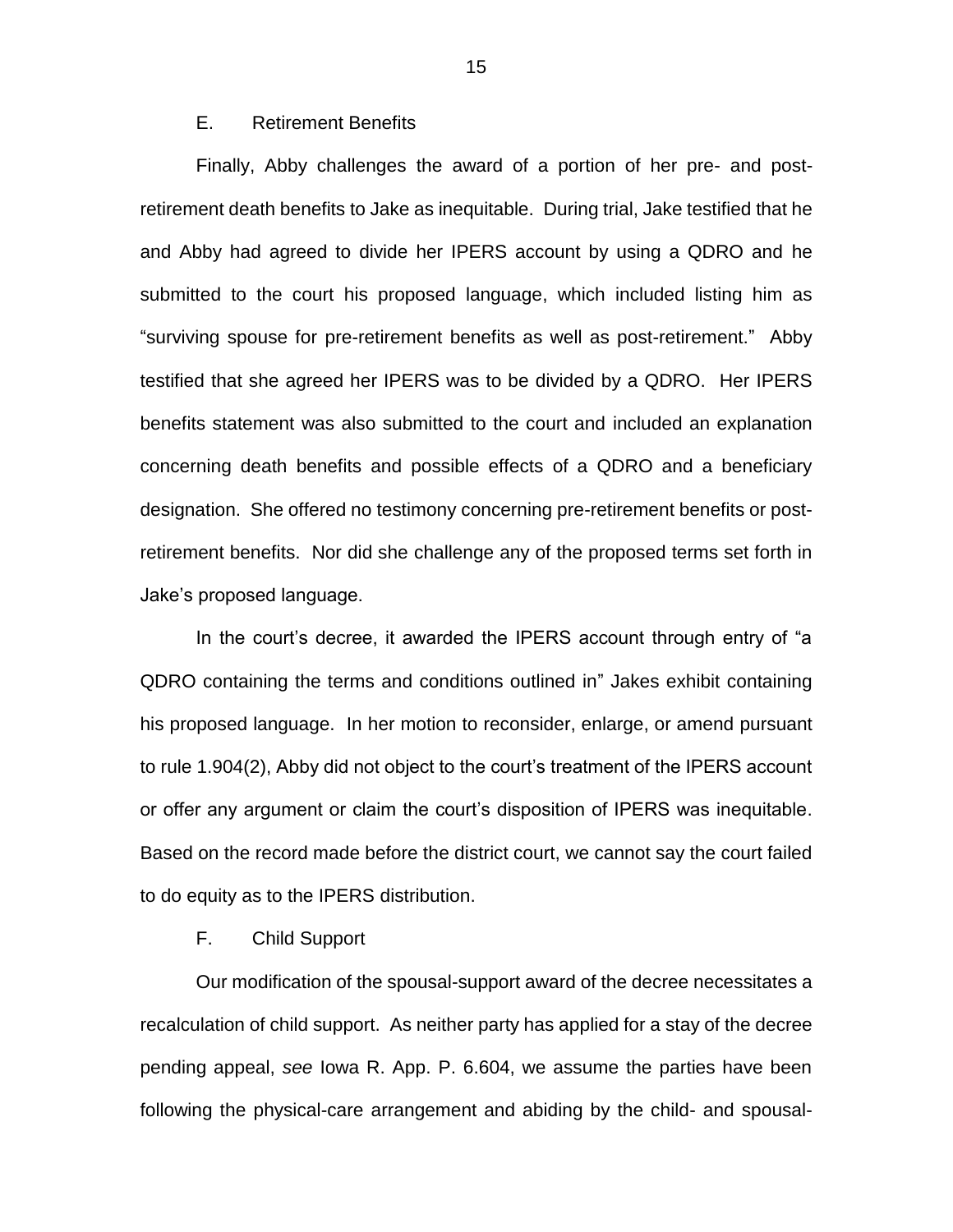E. Retirement Benefits

Finally, Abby challenges the award of a portion of her pre- and post-retirement death benefits to Jake as inequitable. During trial, Jake testified that he and Abby had agreed to divide her IPERS account by using a QDRO and he submitted to the court his proposed language, which included listing him as "surviving spouse for pre-retirement benefits as well as post-retirement." Abby testified that she agreed her IPERS was to be divided by a QDRO. Her IPERS benefits statement was also submitted to the court and included an explanation concerning death benefits and possible effects of a QDRO and a beneficiary designation. She offered no testimony concerning pre-retirement benefits or post-retirement benefits. Nor did she challenge any of the proposed terms set forth in Jake's proposed language.

In the court's decree, it awarded the IPERS account through entry of "a QDRO containing the terms and conditions outlined in" Jakes exhibit containing his proposed language. In her motion to reconsider, enlarge, or amend pursuant to rule 1.904(2), Abby did not object to the court's treatment of the IPERS account or offer any argument or claim the court's disposition of IPERS was inequitable. Based on the record made before the district court, we cannot say the court failed to do equity as to the IPERS distribution.

F. Child Support

Our modification of the spousal-support award of the decree necessitates a recalculation of child support. As neither party has applied for a stay of the decree pending appeal, *see* Iowa R. App. P. 6.604, we assume the parties have been following the physical-care arrangement and abiding by the child- and spousal-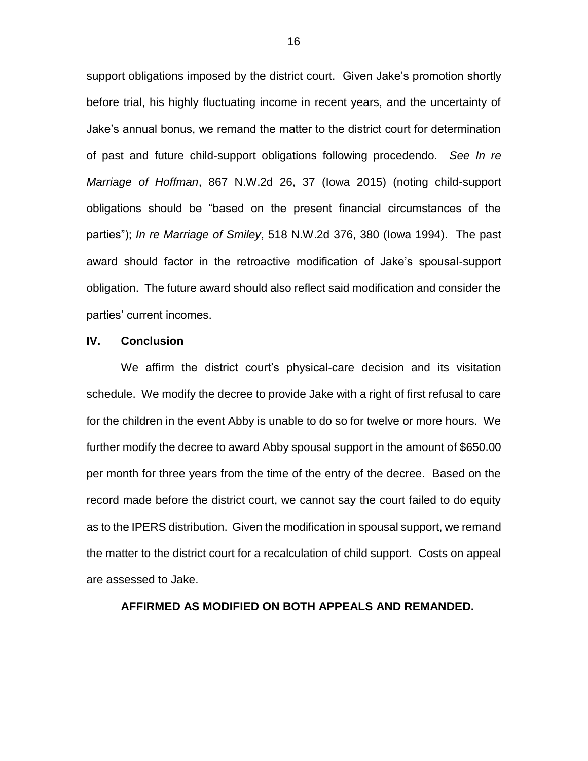support obligations imposed by the district court. Given Jake's promotion shortly before trial, his highly fluctuating income in recent years, and the uncertainty of Jake's annual bonus, we remand the matter to the district court for determination of past and future child-support obligations following procedendo. *See In re Marriage of Hoffman*, 867 N.W.2d 26, 37 (Iowa 2015) (noting child-support obligations should be "based on the present financial circumstances of the parties"); *In re Marriage of Smiley*, 518 N.W.2d 376, 380 (Iowa 1994). The past award should factor in the retroactive modification of Jake's spousal-support obligation. The future award should also reflect said modification and consider the parties' current incomes.

## IV. Conclusion

We affirm the district court's physical-care decision and its visitation schedule. We modify the decree to provide Jake with a right of first refusal to care for the children in the event Abby is unable to do so for twelve or more hours. We further modify the decree to award Abby spousal support in the amount of $650.00 per month for three years from the time of the entry of the decree. Based on the record made before the district court, we cannot say the court failed to do equity as to the IPERS distribution. Given the modification in spousal support, we remand the matter to the district court for a recalculation of child support. Costs on appeal are assessed to Jake.

**AFFIRMED AS MODIFIED ON BOTH APPEALS AND REMANDED.**